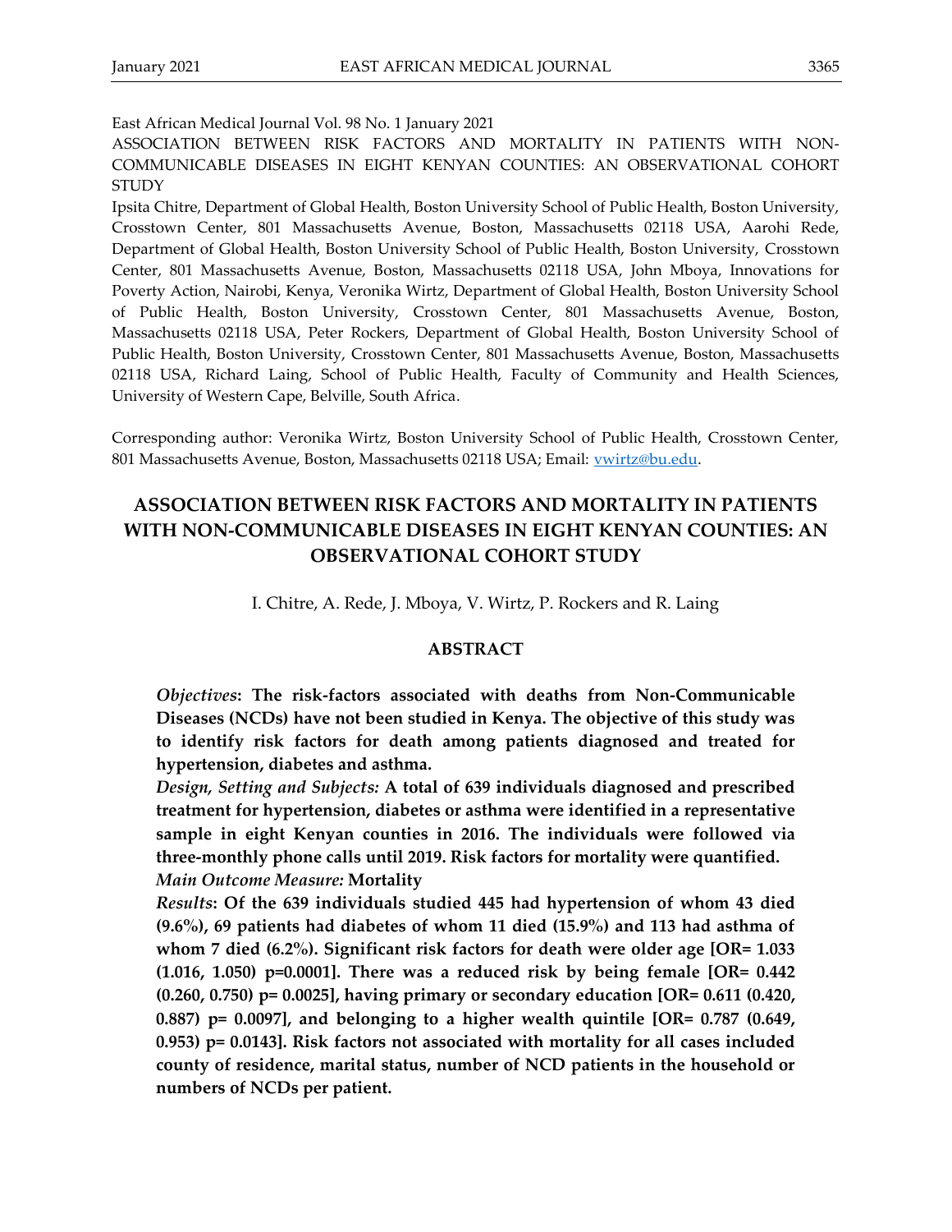East African Medical Journal Vol. 98 No. 1 January 2021

ASSOCIATION BETWEEN RISK FACTORS AND MORTALITY IN PATIENTS WITH NON-COMMUNICABLE DISEASES IN EIGHT KENYAN COUNTIES: AN OBSERVATIONAL COHORT STUDY

Ipsita Chitre, Department of Global Health, Boston University School of Public Health, Boston University, Crosstown Center, 801 Massachusetts Avenue, Boston, Massachusetts 02118 USA, Aarohi Rede, Department of Global Health, Boston University School of Public Health, Boston University, Crosstown Center, 801 Massachusetts Avenue, Boston, Massachusetts 02118 USA, John Mboya, Innovations for Poverty Action, Nairobi, Kenya, Veronika Wirtz, Department of Global Health, Boston University School of Public Health, Boston University, Crosstown Center, 801 Massachusetts Avenue, Boston, Massachusetts 02118 USA, Peter Rockers, Department of Global Health, Boston University School of Public Health, Boston University, Crosstown Center, 801 Massachusetts Avenue, Boston, Massachusetts 02118 USA, Richard Laing, School of Public Health, Faculty of Community and Health Sciences, University of Western Cape, Belville, South Africa.

Corresponding author: Veronika Wirtz, Boston University School of Public Health, Crosstown Center, 801 Massachusetts Avenue, Boston, Massachusetts 02118 USA; Email: vwirtz@bu.edu.

# ASSOCIATION BETWEEN RISK FACTORS AND MORTALITY IN PATIENTS WITH NON-COMMUNICABLE DISEASES IN EIGHT KENYAN COUNTIES: AN OBSERVATIONAL COHORT STUDY

I. Chitre, A. Rede, J. Mboya, V. Wirtz, P. Rockers and R. Laing

## ABSTRACT

***Objectives*: The risk-factors associated with deaths from Non-Communicable Diseases (NCDs) have not been studied in Kenya. The objective of this study was to identify risk factors for death among patients diagnosed and treated for hypertension, diabetes and asthma.**

***Design, Setting and Subjects:* A total of 639 individuals diagnosed and prescribed treatment for hypertension, diabetes or asthma were identified in a representative sample in eight Kenyan counties in 2016. The individuals were followed via three-monthly phone calls until 2019. Risk factors for mortality were quantified.**

***Main Outcome Measure:* Mortality**

***Results*: Of the 639 individuals studied 445 had hypertension of whom 43 died (9.6%), 69 patients had diabetes of whom 11 died (15.9%) and 113 had asthma of whom 7 died (6.2%). Significant risk factors for death were older age [OR= 1.033 (1.016, 1.050) p=0.0001]. There was a reduced risk by being female [OR= 0.442 (0.260, 0.750) p= 0.0025], having primary or secondary education [OR= 0.611 (0.420, 0.887) p= 0.0097], and belonging to a higher wealth quintile [OR= 0.787 (0.649, 0.953) p= 0.0143]. Risk factors not associated with mortality for all cases included county of residence, marital status, number of NCD patients in the household or numbers of NCDs per patient.**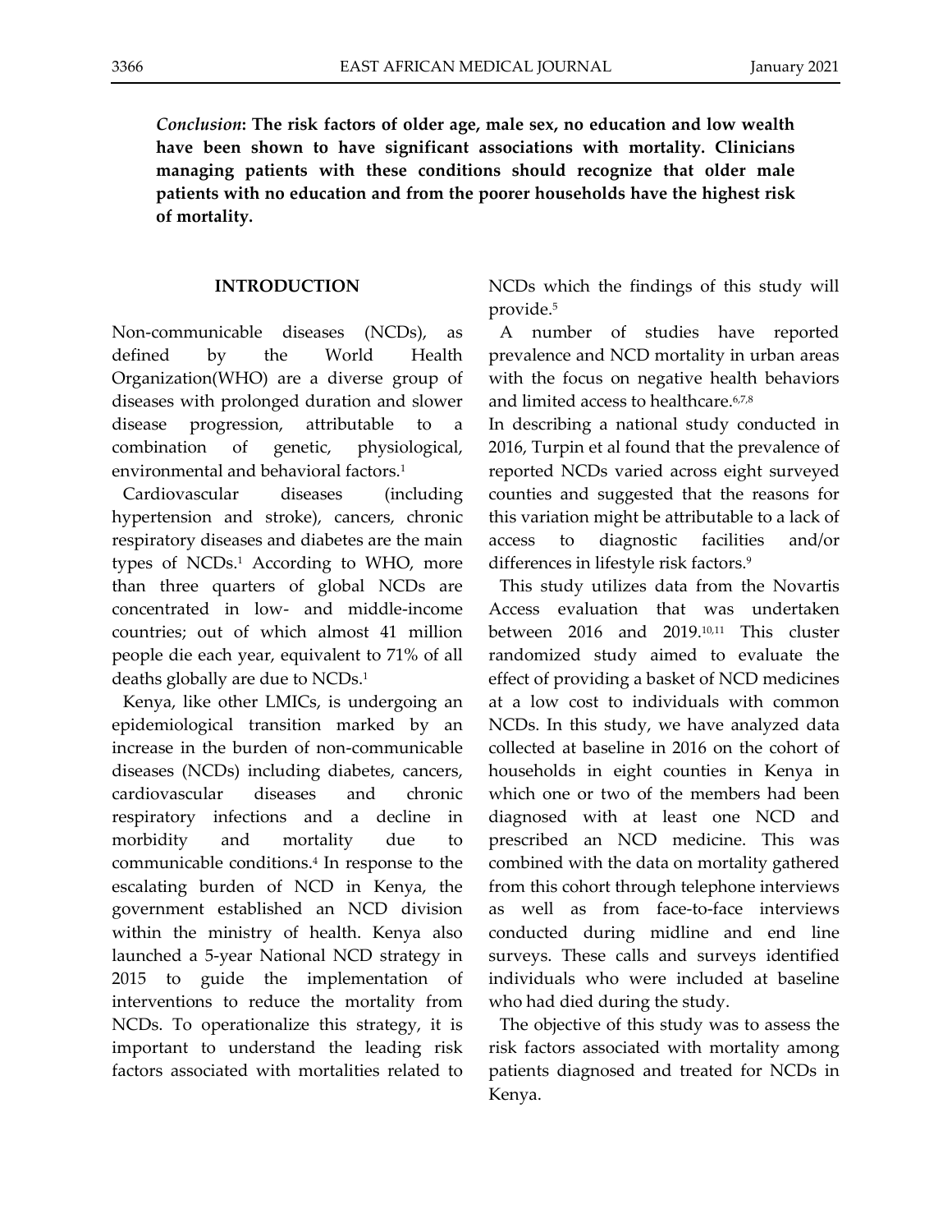*Conclusion*: **The risk factors of older age, male sex, no education and low wealth have been shown to have significant associations with mortality. Clinicians managing patients with these conditions should recognize that older male patients with no education and from the poorer households have the highest risk of mortality.**

## INTRODUCTION

Non-communicable diseases (NCDs), as defined by the World Health Organization(WHO) are a diverse group of diseases with prolonged duration and slower disease progression, attributable to a combination of genetic, physiological, environmental and behavioral factors.[1]

Cardiovascular diseases (including hypertension and stroke), cancers, chronic respiratory diseases and diabetes are the main types of NCDs.[1] According to WHO, more than three quarters of global NCDs are concentrated in low- and middle-income countries; out of which almost 41 million people die each year, equivalent to 71% of all deaths globally are due to NCDs.[1]

Kenya, like other LMICs, is undergoing an epidemiological transition marked by an increase in the burden of non-communicable diseases (NCDs) including diabetes, cancers, cardiovascular diseases and chronic respiratory infections and a decline in morbidity and mortality due to communicable conditions.[4] In response to the escalating burden of NCD in Kenya, the government established an NCD division within the ministry of health. Kenya also launched a 5-year National NCD strategy in 2015 to guide the implementation of interventions to reduce the mortality from NCDs. To operationalize this strategy, it is important to understand the leading risk factors associated with mortalities related to NCDs which the findings of this study will provide.[5]

A number of studies have reported prevalence and NCD mortality in urban areas with the focus on negative health behaviors and limited access to healthcare.[6,7,8]

In describing a national study conducted in 2016, Turpin et al found that the prevalence of reported NCDs varied across eight surveyed counties and suggested that the reasons for this variation might be attributable to a lack of access to diagnostic facilities and/or differences in lifestyle risk factors.[9]

This study utilizes data from the Novartis Access evaluation that was undertaken between 2016 and 2019.[10,11] This cluster randomized study aimed to evaluate the effect of providing a basket of NCD medicines at a low cost to individuals with common NCDs. In this study, we have analyzed data collected at baseline in 2016 on the cohort of households in eight counties in Kenya in which one or two of the members had been diagnosed with at least one NCD and prescribed an NCD medicine. This was combined with the data on mortality gathered from this cohort through telephone interviews as well as from face-to-face interviews conducted during midline and end line surveys. These calls and surveys identified individuals who were included at baseline who had died during the study.

The objective of this study was to assess the risk factors associated with mortality among patients diagnosed and treated for NCDs in Kenya.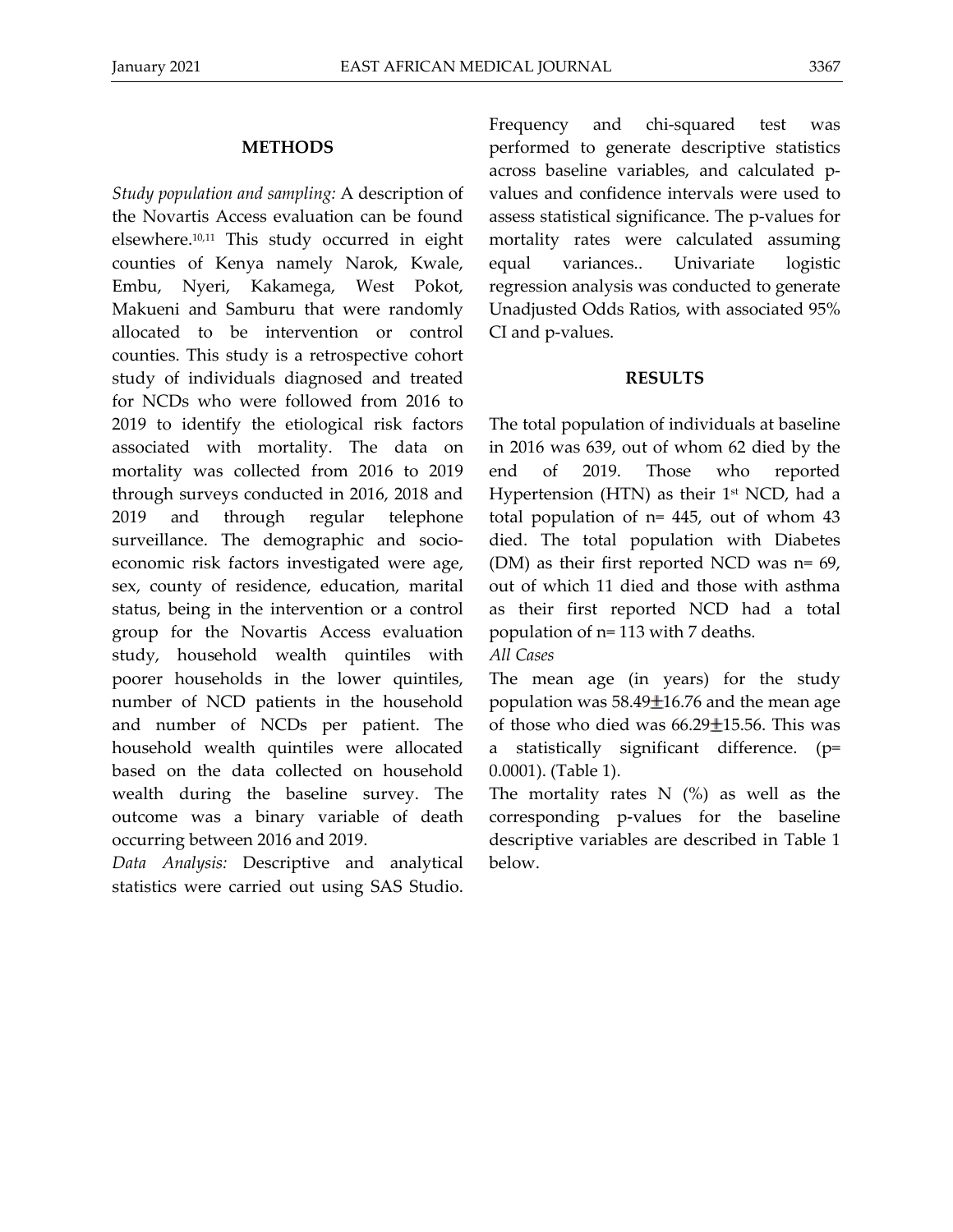## METHODS

*Study population and sampling:* A description of the Novartis Access evaluation can be found elsewhere.[10,11] This study occurred in eight counties of Kenya namely Narok, Kwale, Embu, Nyeri, Kakamega, West Pokot, Makueni and Samburu that were randomly allocated to be intervention or control counties. This study is a retrospective cohort study of individuals diagnosed and treated for NCDs who were followed from 2016 to 2019 to identify the etiological risk factors associated with mortality. The data on mortality was collected from 2016 to 2019 through surveys conducted in 2016, 2018 and 2019 and through regular telephone surveillance. The demographic and socio-economic risk factors investigated were age, sex, county of residence, education, marital status, being in the intervention or a control group for the Novartis Access evaluation study, household wealth quintiles with poorer households in the lower quintiles, number of NCD patients in the household and number of NCDs per patient. The household wealth quintiles were allocated based on the data collected on household wealth during the baseline survey. The outcome was a binary variable of death occurring between 2016 and 2019.

*Data Analysis:* Descriptive and analytical statistics were carried out using SAS Studio. Frequency and chi-squared test was performed to generate descriptive statistics across baseline variables, and calculated p-values and confidence intervals were used to assess statistical significance. The p-values for mortality rates were calculated assuming equal variances.. Univariate logistic regression analysis was conducted to generate Unadjusted Odds Ratios, with associated 95% CI and p-values.

## RESULTS

The total population of individuals at baseline in 2016 was 639, out of whom 62 died by the end of 2019. Those who reported Hypertension (HTN) as their 1st NCD, had a total population of n= 445, out of whom 43 died. The total population with Diabetes (DM) as their first reported NCD was n= 69, out of which 11 died and those with asthma as their first reported NCD had a total population of n= 113 with 7 deaths.

*All Cases*

The mean age (in years) for the study population was $58.49 \pm 16.76$ and the mean age of those who died was $66.29 \pm 15.56$. This was a statistically significant difference. (p= 0.0001). (Table 1).

The mortality rates N (%) as well as the corresponding p-values for the baseline descriptive variables are described in Table 1 below.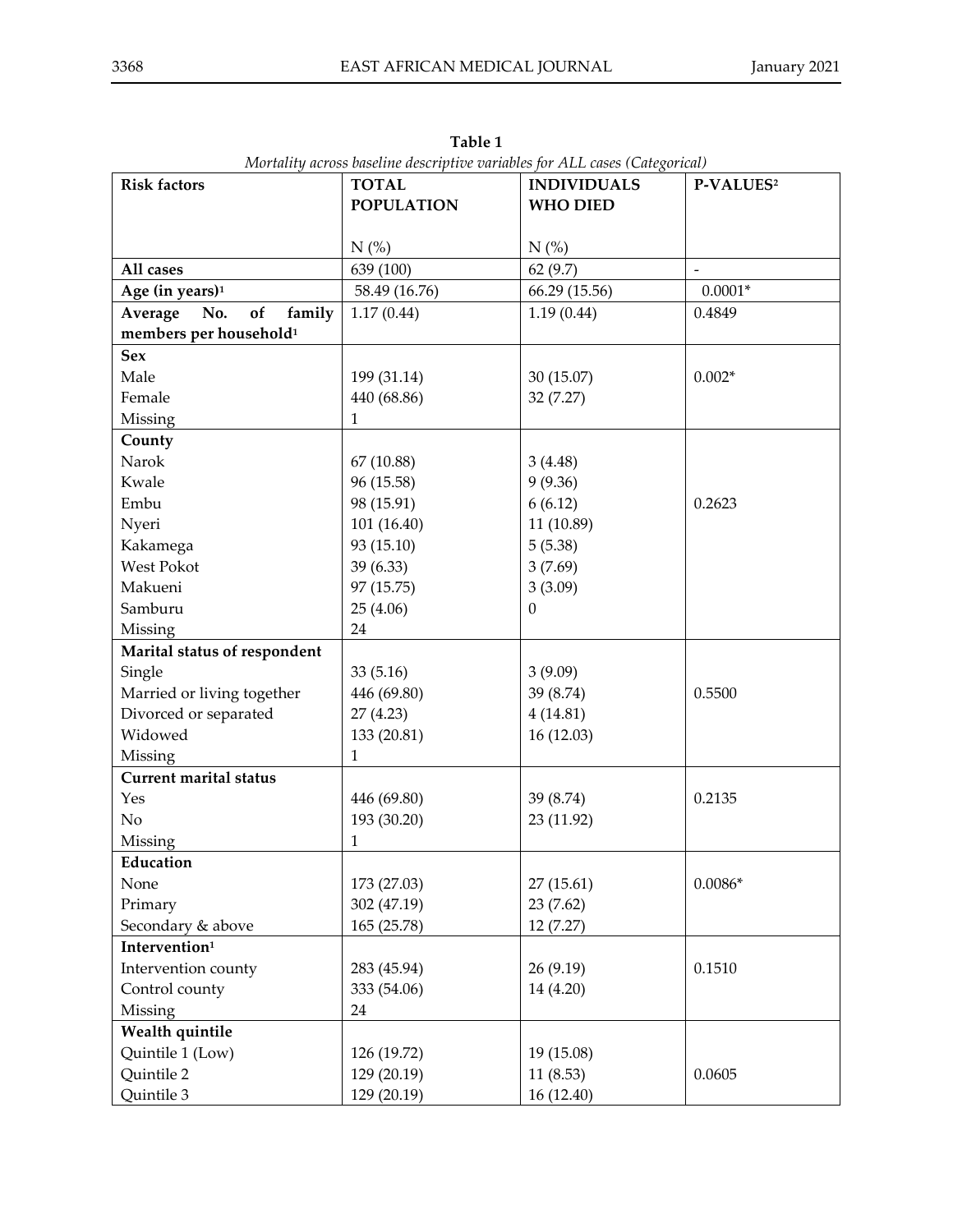**Table 1**

*Mortality across baseline descriptive variables for ALL cases (Categorical)*

| Risk factors | TOTAL POPULATION<br><br>N (%) | INDIVIDUALS WHO DIED<br><br>N (%) | P-VALUES[2] |
|---|---|---|---|
| **All cases** | 639 (100) | 62 (9.7) | - |
| **Age (in years)[1]** | 58.49 (16.76) | 66.29 (15.56) | 0.0001* |
| **Average No. of family members per household[1]** | 1.17 (0.44) | 1.19 (0.44) | 0.4849 |
| **Sex** | | | |
| Male | 199 (31.14) | 30 (15.07) | 0.002* |
| Female | 440 (68.86) | 32 (7.27) | |
| Missing | 1 | | |
| **County** | | | |
| Narok | 67 (10.88) | 3 (4.48) | |
| Kwale | 96 (15.58) | 9 (9.36) | |
| Embu | 98 (15.91) | 6 (6.12) | 0.2623 |
| Nyeri | 101 (16.40) | 11 (10.89) | |
| Kakamega | 93 (15.10) | 5 (5.38) | |
| West Pokot | 39 (6.33) | 3 (7.69) | |
| Makueni | 97 (15.75) | 3 (3.09) | |
| Samburu | 25 (4.06) | 0 | |
| Missing | 24 | | |
| **Marital status of respondent** | | | |
| Single | 33 (5.16) | 3 (9.09) | |
| Married or living together | 446 (69.80) | 39 (8.74) | 0.5500 |
| Divorced or separated | 27 (4.23) | 4 (14.81) | |
| Widowed | 133 (20.81) | 16 (12.03) | |
| Missing | 1 | | |
| **Current marital status** | | | |
| Yes | 446 (69.80) | 39 (8.74) | 0.2135 |
| No | 193 (30.20) | 23 (11.92) | |
| Missing | 1 | | |
| **Education** | | | |
| None | 173 (27.03) | 27 (15.61) | 0.0086* |
| Primary | 302 (47.19) | 23 (7.62) | |
| Secondary & above | 165 (25.78) | 12 (7.27) | |
| **Intervention[1]** | | | |
| Intervention county | 283 (45.94) | 26 (9.19) | 0.1510 |
| Control county | 333 (54.06) | 14 (4.20) | |
| Missing | 24 | | |
| **Wealth quintile** | | | |
| Quintile 1 (Low) | 126 (19.72) | 19 (15.08) | |
| Quintile 2 | 129 (20.19) | 11 (8.53) | 0.0605 |
| Quintile 3 | 129 (20.19) | 16 (12.40) | |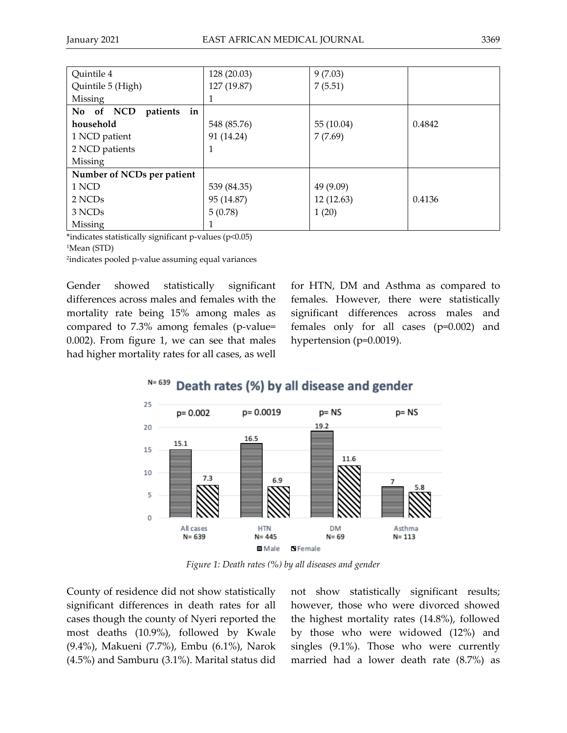| | | | |
|---|---|---|---|
| Quintile 4 | 128 (20.03) | 9 (7.03) | |
| Quintile 5 (High) | 127 (19.87) | 7 (5.51) | |
| Missing | 1 | | |
| **No of NCD patients in household** | 548 (85.76) | 55 (10.04) | 0.4842 |
| 1 NCD patient | 91 (14.24) | 7 (7.69) | |
| 2 NCD patients | 1 | | |
| Missing | | | |
| **Number of NCDs per patient** | | | |
| 1 NCD | 539 (84.35) | 49 (9.09) | |
| 2 NCDs | 95 (14.87) | 12 (12.63) | 0.4136 |
| 3 NCDs | 5 (0.78) | 1 (20) | |
| Missing | 1 | | |

*indicates statistically significant p-values ($p<0.05$)
[1]Mean (STD)
[2]indicates pooled p-value assuming equal variances

Gender showed statistically significant differences across males and females with the mortality rate being 15% among males as compared to 7.3% among females (p-value= 0.002). From figure 1, we can see that males had higher mortality rates for all cases, as well for HTN, DM and Asthma as compared to females. However, there were statistically significant differences across males and females only for all cases (p=0.002) and hypertension (p=0.0019).

*Figure 1: Death rates (%) by all diseases and gender*

County of residence did not show statistically significant differences in death rates for all cases though the county of Nyeri reported the most deaths (10.9%), followed by Kwale (9.4%), Makueni (7.7%), Embu (6.1%), Narok (4.5%) and Samburu (3.1%). Marital status did not show statistically significant results; however, those who were divorced showed the highest mortality rates (14.8%), followed by those who were widowed (12%) and singles (9.1%). Those who were currently married had a lower death rate (8.7%) as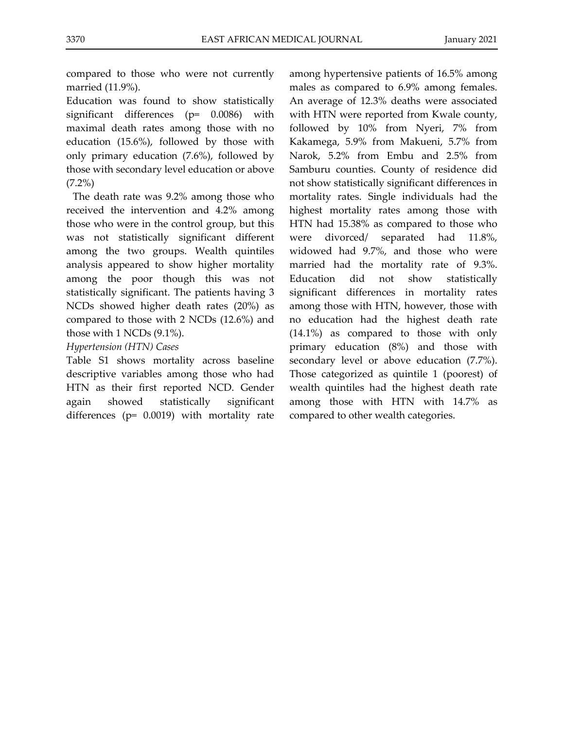compared to those who were not currently married (11.9%).

Education was found to show statistically significant differences (p= 0.0086) with maximal death rates among those with no education (15.6%), followed by those with only primary education (7.6%), followed by those with secondary level education or above (7.2%)

The death rate was 9.2% among those who received the intervention and 4.2% among those who were in the control group, but this was not statistically significant different among the two groups. Wealth quintiles analysis appeared to show higher mortality among the poor though this was not statistically significant. The patients having 3 NCDs showed higher death rates (20%) as compared to those with 2 NCDs (12.6%) and those with 1 NCDs (9.1%).

*Hypertension (HTN) Cases*

Table S1 shows mortality across baseline descriptive variables among those who had HTN as their first reported NCD. Gender again showed statistically significant differences (p= 0.0019) with mortality rate among hypertensive patients of 16.5% among males as compared to 6.9% among females. An average of 12.3% deaths were associated with HTN were reported from Kwale county, followed by 10% from Nyeri, 7% from Kakamega, 5.9% from Makueni, 5.7% from Narok, 5.2% from Embu and 2.5% from Samburu counties. County of residence did not show statistically significant differences in mortality rates. Single individuals had the highest mortality rates among those with HTN had 15.38% as compared to those who were divorced/ separated had 11.8%, widowed had 9.7%, and those who were married had the mortality rate of 9.3%. Education did not show statistically significant differences in mortality rates among those with HTN, however, those with no education had the highest death rate (14.1%) as compared to those with only primary education (8%) and those with secondary level or above education (7.7%). Those categorized as quintile 1 (poorest) of wealth quintiles had the highest death rate among those with HTN with 14.7% as compared to other wealth categories.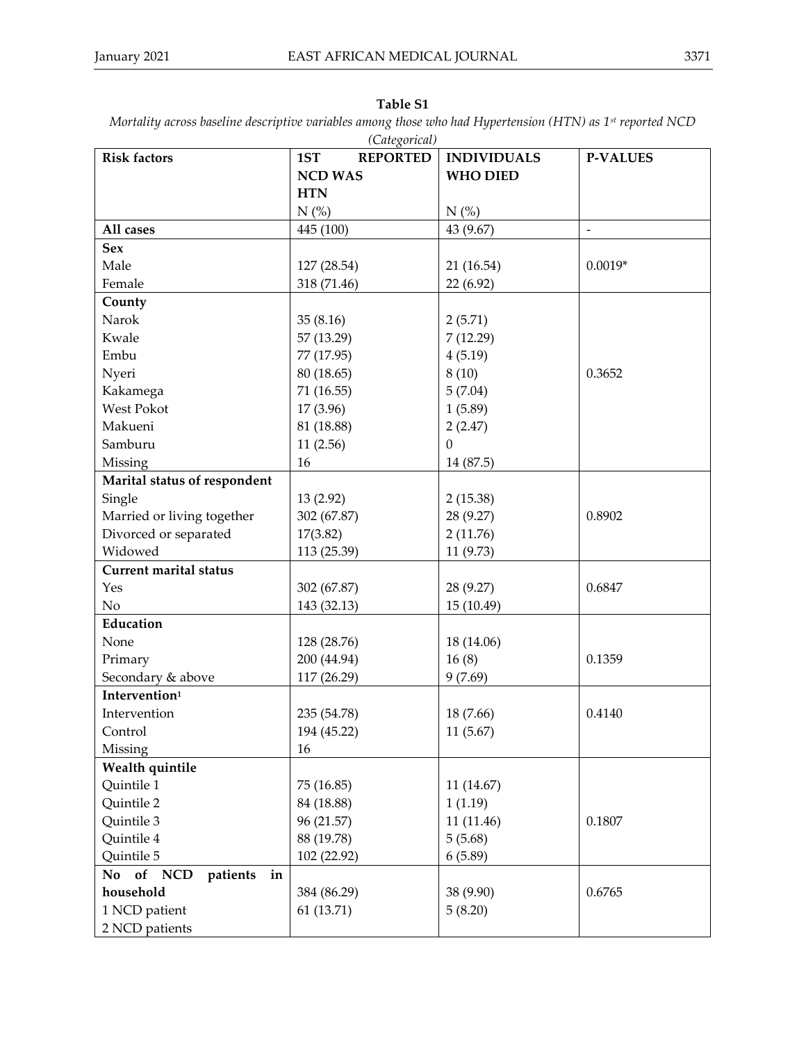**Table S1**

*Mortality across baseline descriptive variables among those who had Hypertension (HTN) as 1st reported NCD (Categorical)*

| Risk factors | 1ST REPORTED NCD WAS HTN<br>N (%) | INDIVIDUALS WHO DIED<br>N (%) | P-VALUES |
|---|---|---|---|
| **All cases** | 445 (100) | 43 (9.67) | - |
| **Sex** | | | |
| Male | 127 (28.54) | 21 (16.54) | 0.0019* |
| Female | 318 (71.46) | 22 (6.92) | |
| **County** | | | |
| Narok | 35 (8.16) | 2 (5.71) | |
| Kwale | 57 (13.29) | 7 (12.29) | |
| Embu | 77 (17.95) | 4 (5.19) | |
| Nyeri | 80 (18.65) | 8 (10) | 0.3652 |
| Kakamega | 71 (16.55) | 5 (7.04) | |
| West Pokot | 17 (3.96) | 1 (5.89) | |
| Makueni | 81 (18.88) | 2 (2.47) | |
| Samburu | 11 (2.56) | 0 | |
| Missing | 16 | 14 (87.5) | |
| **Marital status of respondent** | | | |
| Single | 13 (2.92) | 2 (15.38) | |
| Married or living together | 302 (67.87) | 28 (9.27) | 0.8902 |
| Divorced or separated | 17(3.82) | 2 (11.76) | |
| Widowed | 113 (25.39) | 11 (9.73) | |
| **Current marital status** | | | |
| Yes | 302 (67.87) | 28 (9.27) | 0.6847 |
| No | 143 (32.13) | 15 (10.49) | |
| **Education** | | | |
| None | 128 (28.76) | 18 (14.06) | |
| Primary | 200 (44.94) | 16 (8) | 0.1359 |
| Secondary & above | 117 (26.29) | 9 (7.69) | |
| **Intervention[1]** | | | |
| Intervention | 235 (54.78) | 18 (7.66) | 0.4140 |
| Control | 194 (45.22) | 11 (5.67) | |
| Missing | 16 | | |
| **Wealth quintile** | | | |
| Quintile 1 | 75 (16.85) | 11 (14.67) | |
| Quintile 2 | 84 (18.88) | 1 (1.19) | |
| Quintile 3 | 96 (21.57) | 11 (11.46) | 0.1807 |
| Quintile 4 | 88 (19.78) | 5 (5.68) | |
| Quintile 5 | 102 (22.92) | 6 (5.89) | |
| **No of NCD patients in household** | 384 (86.29) | 38 (9.90) | 0.6765 |
| 1 NCD patient | 61 (13.71) | 5 (8.20) | |
| 2 NCD patients | | | |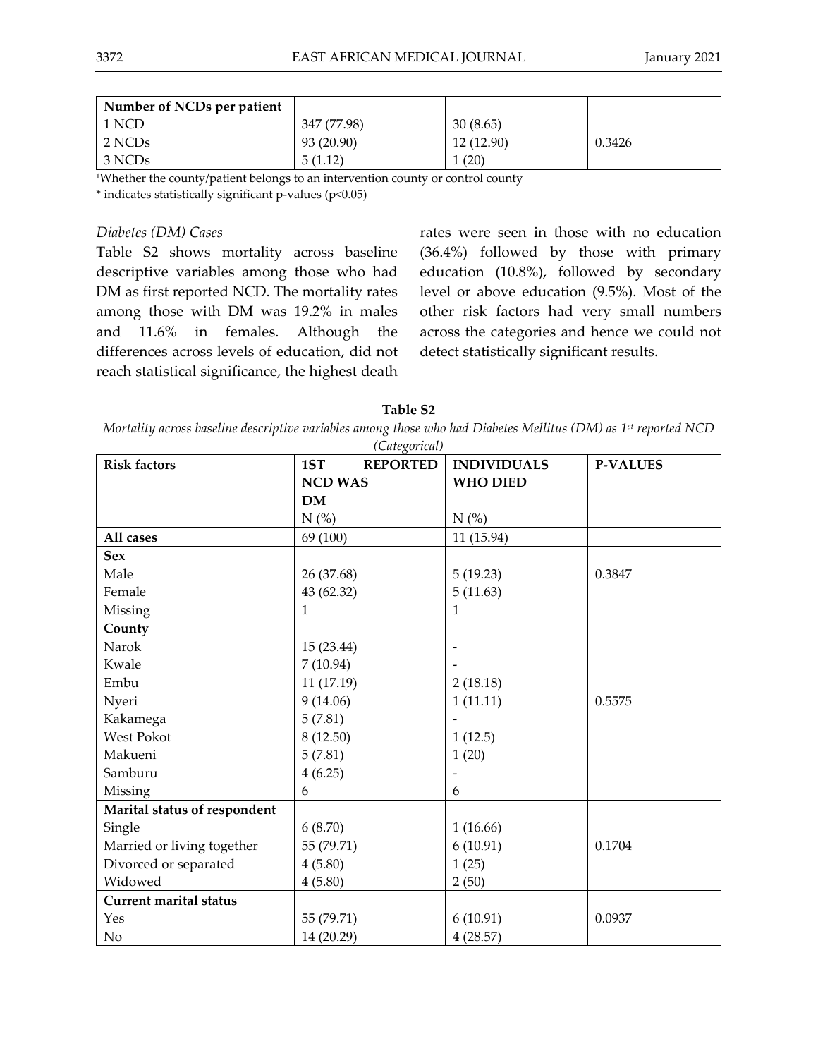| Number of NCDs per patient | | | |
|---|---|---|---|
| 1 NCD | 347 (77.98) | 30 (8.65) | |
| 2 NCDs | 93 (20.90) | 12 (12.90) | 0.3426 |
| 3 NCDs | 5 (1.12) | 1 (20) | |

[1]Whether the county/patient belongs to an intervention county or control county

* indicates statistically significant p-values (p<0.05)

*Diabetes (DM) Cases*

Table S2 shows mortality across baseline descriptive variables among those who had DM as first reported NCD. The mortality rates among those with DM was 19.2% in males and 11.6% in females. Although the differences across levels of education, did not reach statistical significance, the highest death rates were seen in those with no education (36.4%) followed by those with primary education (10.8%), followed by secondary level or above education (9.5%). Most of the other risk factors had very small numbers across the categories and hence we could not detect statistically significant results.

**Table S2**

*Mortality across baseline descriptive variables among those who had Diabetes Mellitus (DM) as 1st reported NCD (Categorical)*

| Risk factors | 1ST REPORTED NCD WAS DM N (%) | INDIVIDUALS WHO DIED N (%) | P-VALUES |
|---|---|---|---|
| **All cases** | 69 (100) | 11 (15.94) | |
| **Sex** | | | |
| Male | 26 (37.68) | 5 (19.23) | 0.3847 |
| Female | 43 (62.32) | 5 (11.63) | |
| Missing | 1 | 1 | |
| **County** | | | |
| Narok | 15 (23.44) | - | |
| Kwale | 7 (10.94) | - | |
| Embu | 11 (17.19) | 2 (18.18) | |
| Nyeri | 9 (14.06) | 1 (11.11) | 0.5575 |
| Kakamega | 5 (7.81) | - | |
| West Pokot | 8 (12.50) | 1 (12.5) | |
| Makueni | 5 (7.81) | 1 (20) | |
| Samburu | 4 (6.25) | - | |
| Missing | 6 | 6 | |
| **Marital status of respondent** | | | |
| Single | 6 (8.70) | 1 (16.66) | |
| Married or living together | 55 (79.71) | 6 (10.91) | 0.1704 |
| Divorced or separated | 4 (5.80) | 1 (25) | |
| Widowed | 4 (5.80) | 2 (50) | |
| **Current marital status** | | | |
| Yes | 55 (79.71) | 6 (10.91) | 0.0937 |
| No | 14 (20.29) | 4 (28.57) | |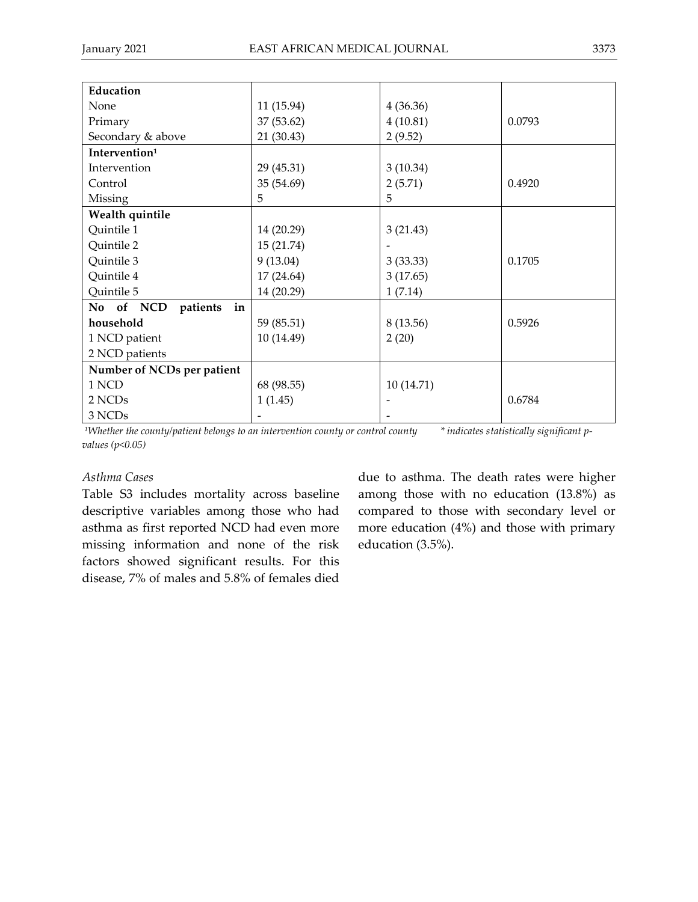| Education | | | |
|---|---|---|---|
| None | 11 (15.94) | 4 (36.36) | |
| Primary | 37 (53.62) | 4 (10.81) | 0.0793 |
| Secondary & above | 21 (30.43) | 2 (9.52) | |
| **Intervention**[1] | | | |
| Intervention | 29 (45.31) | 3 (10.34) | |
| Control | 35 (54.69) | 2 (5.71) | 0.4920 |
| Missing | 5 | 5 | |
| **Wealth quintile** | | | |
| Quintile 1 | 14 (20.29) | 3 (21.43) | |
| Quintile 2 | 15 (21.74) | - | |
| Quintile 3 | 9 (13.04) | 3 (33.33) | 0.1705 |
| Quintile 4 | 17 (24.64) | 3 (17.65) | |
| Quintile 5 | 14 (20.29) | 1 (7.14) | |
| **No of NCD patients in household** | 59 (85.51) | 8 (13.56) | 0.5926 |
| 1 NCD patient | 10 (14.49) | 2 (20) | |
| 2 NCD patients | | | |
| **Number of NCDs per patient** | | | |
| 1 NCD | 68 (98.55) | 10 (14.71) | |
| 2 NCDs | 1 (1.45) | - | 0.6784 |
| 3 NCDs | - | - | |

*[1]Whether the county/patient belongs to an intervention county or control county* &nbsp;&nbsp;&nbsp; *\* indicates statistically significant p-values (p<0.05)*

*Asthma Cases*

Table S3 includes mortality across baseline descriptive variables among those who had asthma as first reported NCD had even more missing information and none of the risk factors showed significant results. For this disease, 7% of males and 5.8% of females died due to asthma. The death rates were higher among those with no education (13.8%) as compared to those with secondary level or more education (4%) and those with primary education (3.5%).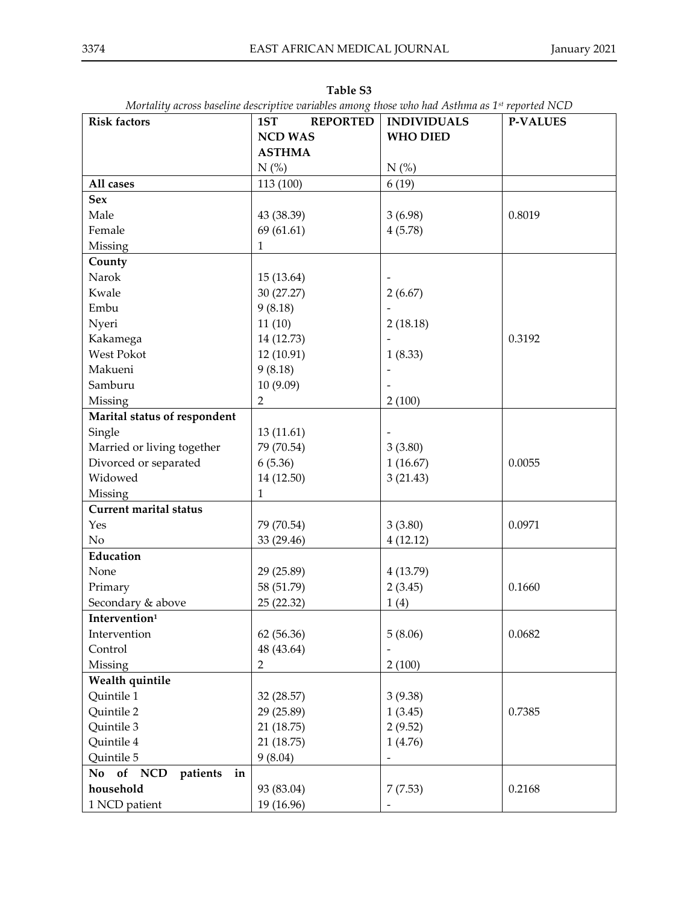**Table S3**

*Mortality across baseline descriptive variables among those who had Asthma as 1st reported NCD*

| Risk factors | 1ST REPORTED NCD WAS ASTHMA | INDIVIDUALS WHO DIED | P-VALUES |
|---|---|---|---|
| | N (%) | N (%) | |
| **All cases** | 113 (100) | 6 (19) | |
| **Sex** | | | |
| Male | 43 (38.39) | 3 (6.98) | 0.8019 |
| Female | 69 (61.61) | 4 (5.78) | |
| Missing | 1 | | |
| **County** | | | |
| Narok | 15 (13.64) | - | |
| Kwale | 30 (27.27) | 2 (6.67) | |
| Embu | 9 (8.18) | - | |
| Nyeri | 11 (10) | 2 (18.18) | |
| Kakamega | 14 (12.73) | - | 0.3192 |
| West Pokot | 12 (10.91) | 1 (8.33) | |
| Makueni | 9 (8.18) | - | |
| Samburu | 10 (9.09) | - | |
| Missing | 2 | 2 (100) | |
| **Marital status of respondent** | | | |
| Single | 13 (11.61) | - | |
| Married or living together | 79 (70.54) | 3 (3.80) | |
| Divorced or separated | 6 (5.36) | 1 (16.67) | 0.0055 |
| Widowed | 14 (12.50) | 3 (21.43) | |
| Missing | 1 | | |
| **Current marital status** | | | |
| Yes | 79 (70.54) | 3 (3.80) | 0.0971 |
| No | 33 (29.46) | 4 (12.12) | |
| **Education** | | | |
| None | 29 (25.89) | 4 (13.79) | |
| Primary | 58 (51.79) | 2 (3.45) | 0.1660 |
| Secondary & above | 25 (22.32) | 1 (4) | |
| **Intervention[1]** | | | |
| Intervention | 62 (56.36) | 5 (8.06) | 0.0682 |
| Control | 48 (43.64) | - | |
| Missing | 2 | 2 (100) | |
| **Wealth quintile** | | | |
| Quintile 1 | 32 (28.57) | 3 (9.38) | |
| Quintile 2 | 29 (25.89) | 1 (3.45) | 0.7385 |
| Quintile 3 | 21 (18.75) | 2 (9.52) | |
| Quintile 4 | 21 (18.75) | 1 (4.76) | |
| Quintile 5 | 9 (8.04) | - | |
| **No of NCD patients in household** | 93 (83.04) | 7 (7.53) | 0.2168 |
| 1 NCD patient | 19 (16.96) | - | |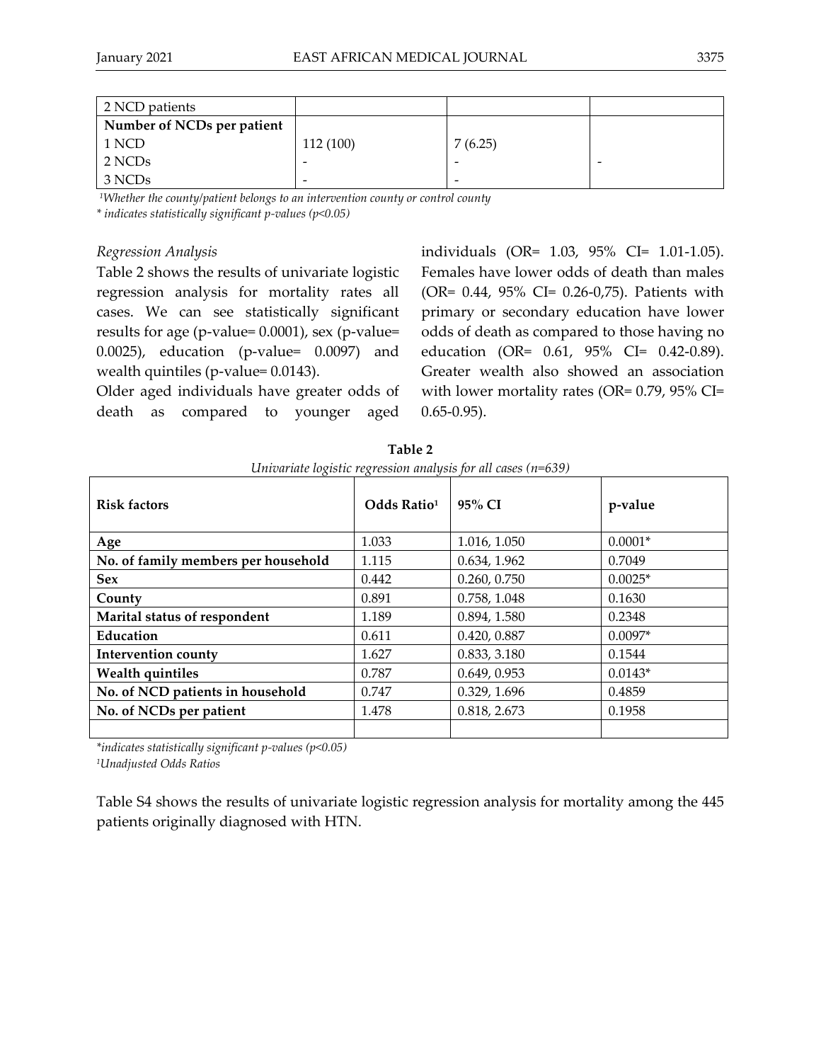| 2 NCD patients | | | |
|---|---|---|---|
| **Number of NCDs per patient** | | | |
| 1 NCD | 112 (100) | 7 (6.25) | |
| 2 NCDs | - | - | - |
| 3 NCDs | - | - | |

[1]Whether the county/patient belongs to an intervention county or control county

\* indicates statistically significant p-values ($p<0.05$)

*Regression Analysis*

Table 2 shows the results of univariate logistic regression analysis for mortality rates all cases. We can see statistically significant results for age (p-value= 0.0001), sex (p-value= 0.0025), education (p-value= 0.0097) and wealth quintiles (p-value= 0.0143).

Older aged individuals have greater odds of death as compared to younger aged individuals (OR= 1.03, 95% CI= 1.01-1.05). Females have lower odds of death than males (OR= 0.44, 95% CI= 0.26-0,75). Patients with primary or secondary education have lower odds of death as compared to those having no education (OR= 0.61, 95% CI= 0.42-0.89). Greater wealth also showed an association with lower mortality rates (OR= 0.79, 95% CI= 0.65-0.95).

**Table 2**

*Univariate logistic regression analysis for all cases (n=639)*

| Risk factors | Odds Ratio[1] | 95% CI | p-value |
|---|---|---|---|
| **Age** | 1.033 | 1.016, 1.050 | 0.0001* |
| **No. of family members per household** | 1.115 | 0.634, 1.962 | 0.7049 |
| **Sex** | 0.442 | 0.260, 0.750 | 0.0025* |
| **County** | 0.891 | 0.758, 1.048 | 0.1630 |
| **Marital status of respondent** | 1.189 | 0.894, 1.580 | 0.2348 |
| **Education** | 0.611 | 0.420, 0.887 | 0.0097* |
| **Intervention county** | 1.627 | 0.833, 3.180 | 0.1544 |
| **Wealth quintiles** | 0.787 | 0.649, 0.953 | 0.0143* |
| **No. of NCD patients in household** | 0.747 | 0.329, 1.696 | 0.4859 |
| **No. of NCDs per patient** | 1.478 | 0.818, 2.673 | 0.1958 |
| | | | |

*indicates statistically significant p-values ($p<0.05$)

[1]Unadjusted Odds Ratios

Table S4 shows the results of univariate logistic regression analysis for mortality among the 445 patients originally diagnosed with HTN.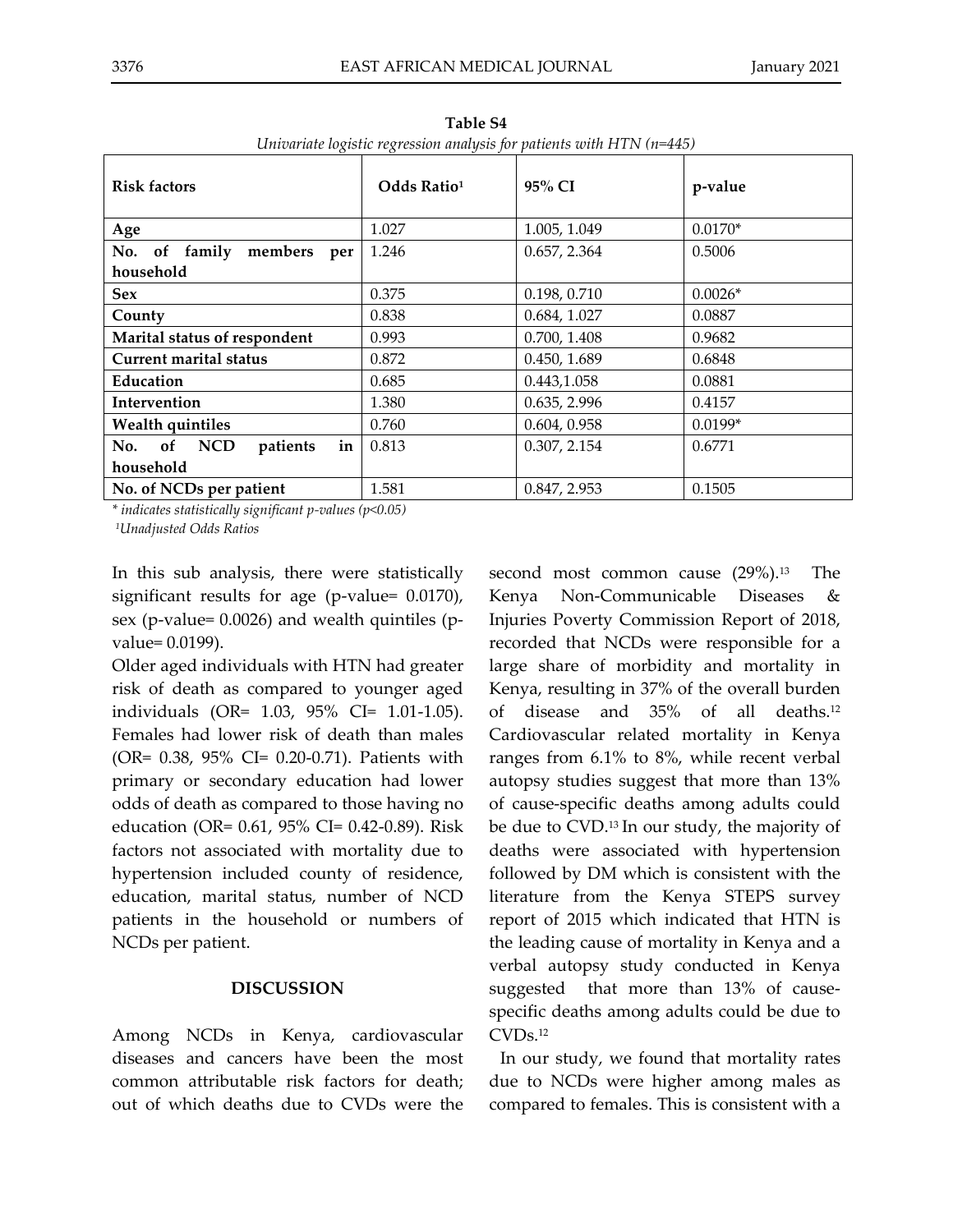**Table S4**

*Univariate logistic regression analysis for patients with HTN (n=445)*

| Risk factors | Odds Ratio[1] | 95% CI | p-value |
|---|---|---|---|
| **Age** | 1.027 | 1.005, 1.049 | 0.0170* |
| **No. of family members per household** | 1.246 | 0.657, 2.364 | 0.5006 |
| **Sex** | 0.375 | 0.198, 0.710 | 0.0026* |
| **County** | 0.838 | 0.684, 1.027 | 0.0887 |
| **Marital status of respondent** | 0.993 | 0.700, 1.408 | 0.9682 |
| **Current marital status** | 0.872 | 0.450, 1.689 | 0.6848 |
| **Education** | 0.685 | 0.443,1.058 | 0.0881 |
| **Intervention** | 1.380 | 0.635, 2.996 | 0.4157 |
| **Wealth quintiles** | 0.760 | 0.604, 0.958 | 0.0199* |
| **No. of NCD patients in household** | 0.813 | 0.307, 2.154 | 0.6771 |
| **No. of NCDs per patient** | 1.581 | 0.847, 2.953 | 0.1505 |

*\* indicates statistically significant p-values (p<0.05)*

*[1]Unadjusted Odds Ratios*

In this sub analysis, there were statistically significant results for age (p-value= 0.0170), sex (p-value= 0.0026) and wealth quintiles (p-value= 0.0199).

Older aged individuals with HTN had greater risk of death as compared to younger aged individuals (OR= 1.03, 95% CI= 1.01-1.05). Females had lower risk of death than males (OR= 0.38, 95% CI= 0.20-0.71). Patients with primary or secondary education had lower odds of death as compared to those having no education (OR= 0.61, 95% CI= 0.42-0.89). Risk factors not associated with mortality due to hypertension included county of residence, education, marital status, number of NCD patients in the household or numbers of NCDs per patient.

## DISCUSSION

Among NCDs in Kenya, cardiovascular diseases and cancers have been the most common attributable risk factors for death; out of which deaths due to CVDs were the second most common cause (29%).[13] The Kenya Non-Communicable Diseases & Injuries Poverty Commission Report of 2018, recorded that NCDs were responsible for a large share of morbidity and mortality in Kenya, resulting in 37% of the overall burden of disease and 35% of all deaths.[12] Cardiovascular related mortality in Kenya ranges from 6.1% to 8%, while recent verbal autopsy studies suggest that more than 13% of cause-specific deaths among adults could be due to CVD.[13] In our study, the majority of deaths were associated with hypertension followed by DM which is consistent with the literature from the Kenya STEPS survey report of 2015 which indicated that HTN is the leading cause of mortality in Kenya and a verbal autopsy study conducted in Kenya suggested that more than 13% of cause-specific deaths among adults could be due to CVDs.[12]

In our study, we found that mortality rates due to NCDs were higher among males as compared to females. This is consistent with a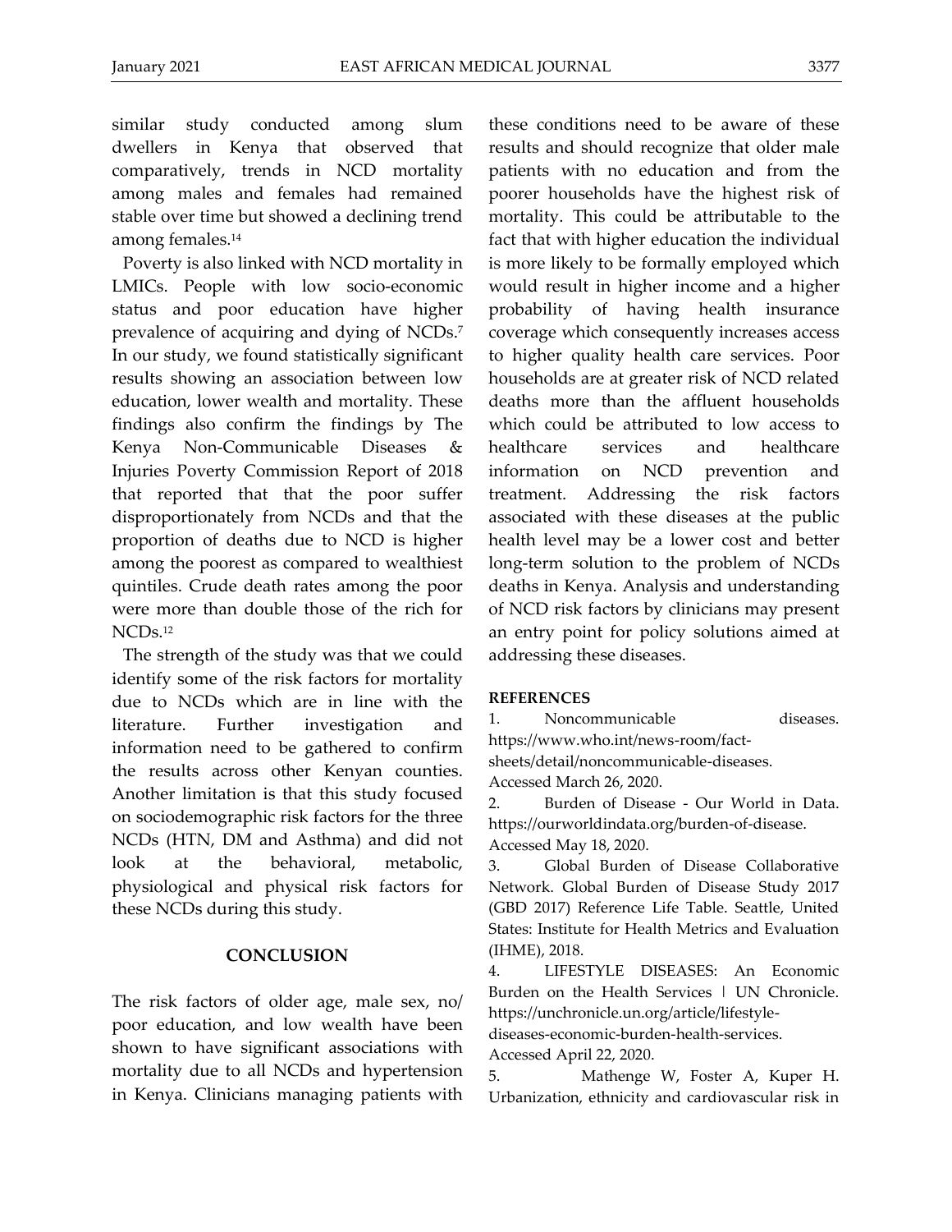similar study conducted among slum dwellers in Kenya that observed that comparatively, trends in NCD mortality among males and females had remained stable over time but showed a declining trend among females.[14]

Poverty is also linked with NCD mortality in LMICs. People with low socio-economic status and poor education have higher prevalence of acquiring and dying of NCDs.[7] In our study, we found statistically significant results showing an association between low education, lower wealth and mortality. These findings also confirm the findings by The Kenya Non-Communicable Diseases & Injuries Poverty Commission Report of 2018 that reported that that the poor suffer disproportionately from NCDs and that the proportion of deaths due to NCD is higher among the poorest as compared to wealthiest quintiles. Crude death rates among the poor were more than double those of the rich for NCDs.[12]

The strength of the study was that we could identify some of the risk factors for mortality due to NCDs which are in line with the literature. Further investigation and information need to be gathered to confirm the results across other Kenyan counties. Another limitation is that this study focused on sociodemographic risk factors for the three NCDs (HTN, DM and Asthma) and did not look at the behavioral, metabolic, physiological and physical risk factors for these NCDs during this study.

## CONCLUSION

The risk factors of older age, male sex, no/ poor education, and low wealth have been shown to have significant associations with mortality due to all NCDs and hypertension in Kenya. Clinicians managing patients with these conditions need to be aware of these results and should recognize that older male patients with no education and from the poorer households have the highest risk of mortality. This could be attributable to the fact that with higher education the individual is more likely to be formally employed which would result in higher income and a higher probability of having health insurance coverage which consequently increases access to higher quality health care services. Poor households are at greater risk of NCD related deaths more than the affluent households which could be attributed to low access to healthcare services and healthcare information on NCD prevention and treatment. Addressing the risk factors associated with these diseases at the public health level may be a lower cost and better long-term solution to the problem of NCDs deaths in Kenya. Analysis and understanding of NCD risk factors by clinicians may present an entry point for policy solutions aimed at addressing these diseases.

**REFERENCES**

1. Noncommunicable diseases. https://www.who.int/news-room/fact-sheets/detail/noncommunicable-diseases. Accessed March 26, 2020.
2. Burden of Disease - Our World in Data. https://ourworldindata.org/burden-of-disease. Accessed May 18, 2020.
3. Global Burden of Disease Collaborative Network. Global Burden of Disease Study 2017 (GBD 2017) Reference Life Table. Seattle, United States: Institute for Health Metrics and Evaluation (IHME), 2018.
4. LIFESTYLE DISEASES: An Economic Burden on the Health Services | UN Chronicle. https://unchronicle.un.org/article/lifestyle-diseases-economic-burden-health-services. Accessed April 22, 2020.
5. Mathenge W, Foster A, Kuper H. Urbanization, ethnicity and cardiovascular risk in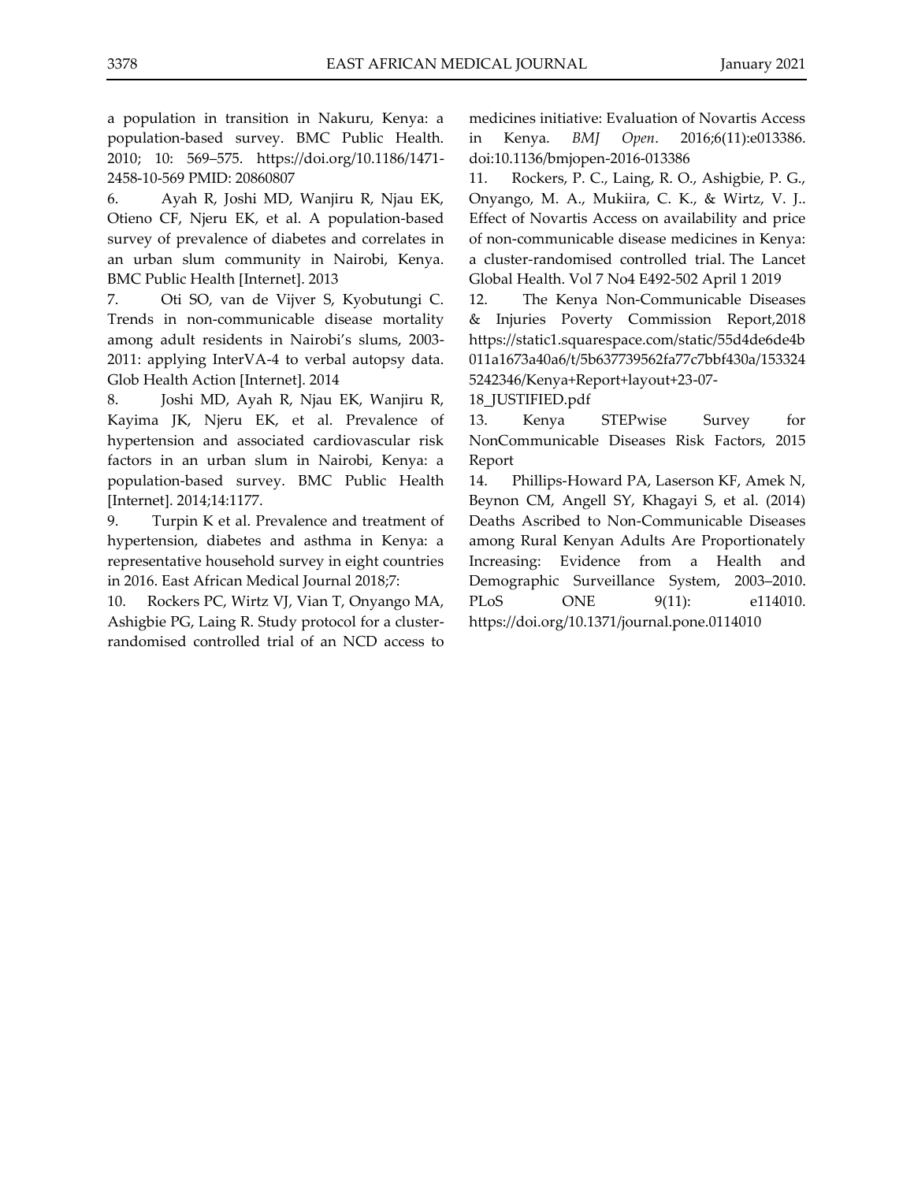a population in transition in Nakuru, Kenya: a population-based survey. BMC Public Health. 2010; 10: 569–575. https://doi.org/10.1186/1471-2458-10-569 PMID: 20860807

6. Ayah R, Joshi MD, Wanjiru R, Njau EK, Otieno CF, Njeru EK, et al. A population-based survey of prevalence of diabetes and correlates in an urban slum community in Nairobi, Kenya. BMC Public Health [Internet]. 2013

7. Oti SO, van de Vijver S, Kyobutungi C. Trends in non-communicable disease mortality among adult residents in Nairobi's slums, 2003-2011: applying InterVA-4 to verbal autopsy data. Glob Health Action [Internet]. 2014

8. Joshi MD, Ayah R, Njau EK, Wanjiru R, Kayima JK, Njeru EK, et al. Prevalence of hypertension and associated cardiovascular risk factors in an urban slum in Nairobi, Kenya: a population-based survey. BMC Public Health [Internet]. 2014;14:1177.

9. Turpin K et al. Prevalence and treatment of hypertension, diabetes and asthma in Kenya: a representative household survey in eight countries in 2016. East African Medical Journal 2018;7:

10. Rockers PC, Wirtz VJ, Vian T, Onyango MA, Ashigbie PG, Laing R. Study protocol for a cluster-randomised controlled trial of an NCD access to medicines initiative: Evaluation of Novartis Access in Kenya. *BMJ Open*. 2016;6(11):e013386. doi:10.1136/bmjopen-2016-013386

11. Rockers, P. C., Laing, R. O., Ashigbie, P. G., Onyango, M. A., Mukiira, C. K., & Wirtz, V. J.. Effect of Novartis Access on availability and price of non-communicable disease medicines in Kenya: a cluster-randomised controlled trial. The Lancet Global Health. Vol 7 No4 E492-502 April 1 2019

12. The Kenya Non-Communicable Diseases & Injuries Poverty Commission Report,2018 https://static1.squarespace.com/static/55d4de6de4b011a1673a40a6/t/5b637739562fa77c7bbf430a/1533245242346/Kenya+Report+layout+23-07-18_JUSTIFIED.pdf

13. Kenya STEPwise Survey for NonCommunicable Diseases Risk Factors, 2015 Report

14. Phillips-Howard PA, Laserson KF, Amek N, Beynon CM, Angell SY, Khagayi S, et al. (2014) Deaths Ascribed to Non-Communicable Diseases among Rural Kenyan Adults Are Proportionately Increasing: Evidence from a Health and Demographic Surveillance System, 2003–2010. PLoS ONE 9(11): e114010. https://doi.org/10.1371/journal.pone.0114010